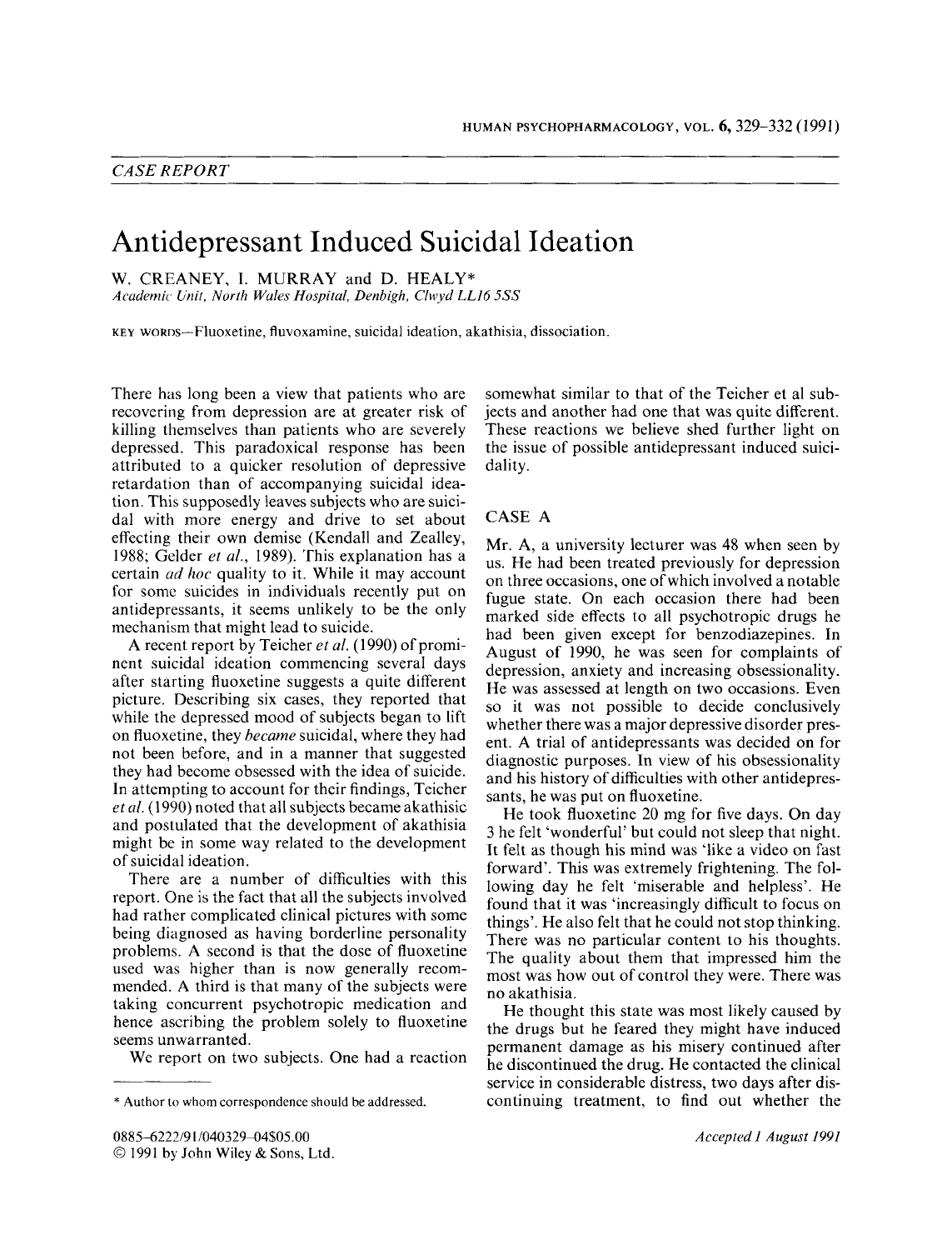*CASE REPORT*

# Antidepressant Induced Suicidal Ideation

W. CREANEY, I. MURRAY and D. HEALY*

*Academic Unit, North Wales Hospital, Denbigh, Clwyd LL16 5SS*

KEY WORDS—Fluoxetine, fluvoxamine, suicidal ideation, akathisia, dissociation.

There has long been a view that patients who are recovering from depression are at greater risk of killing themselves than patients who are severely depressed. This paradoxical response has been attributed to a quicker resolution of depressive retardation than of accompanying suicidal ideation. This supposedly leaves subjects who are suicidal with more energy and drive to set about effecting their own demise (Kendall and Zealley, 1988; Gelder *et al.*, 1989). This explanation has a certain *ad hoc* quality to it. While it may account for some suicides in individuals recently put on antidepressants, it seems unlikely to be the only mechanism that might lead to suicide.

A recent report by Teicher *et al.* (1990) of prominent suicidal ideation commencing several days after starting fluoxetine suggests a quite different picture. Describing six cases, they reported that while the depressed mood of subjects began to lift on fluoxetine, they *became* suicidal, where they had not been before, and in a manner that suggested they had become obsessed with the idea of suicide. In attempting to account for their findings, Teicher *et al.* (1990) noted that all subjects became akathisic and postulated that the development of akathisia might be in some way related to the development of suicidal ideation.

There are a number of difficulties with this report. One is the fact that all the subjects involved had rather complicated clinical pictures with some being diagnosed as having borderline personality problems. A second is that the dose of fluoxetine used was higher than is now generally recommended. A third is that many of the subjects were taking concurrent psychotropic medication and hence ascribing the problem solely to fluoxetine seems unwarranted.

We report on two subjects. One had a reaction somewhat similar to that of the Teicher et al subjects and another had one that was quite different. These reactions we believe shed further light on the issue of possible antidepressant induced suicidality.

## CASE A

Mr. A, a university lecturer was 48 when seen by us. He had been treated previously for depression on three occasions, one of which involved a notable fugue state. On each occasion there had been marked side effects to all psychotropic drugs he had been given except for benzodiazepines. In August of 1990, he was seen for complaints of depression, anxiety and increasing obsessionality. He was assessed at length on two occasions. Even so it was not possible to decide conclusively whether there was a major depressive disorder present. A trial of antidepressants was decided on for diagnostic purposes. In view of his obsessionality and his history of difficulties with other antidepressants, he was put on fluoxetine.

He took fluoxetine 20 mg for five days. On day 3 he felt 'wonderful' but could not sleep that night. It felt as though his mind was 'like a video on fast forward'. This was extremely frightening. The following day he felt 'miserable and helpless'. He found that it was 'increasingly difficult to focus on things'. He also felt that he could not stop thinking. There was no particular content to his thoughts. The quality about them that impressed him the most was how out of control they were. There was no akathisia.

He thought this state was most likely caused by the drugs but he feared they might have induced permanent damage as his misery continued after he discontinued the drug. He contacted the clinical service in considerable distress, two days after discontinuing treatment, to find out whether the

\* Author to whom correspondence should be addressed.

0885-6222/91/040329-04$05.00
© 1991 by John Wiley & Sons, Ltd.

*Accepted 1 August 1991*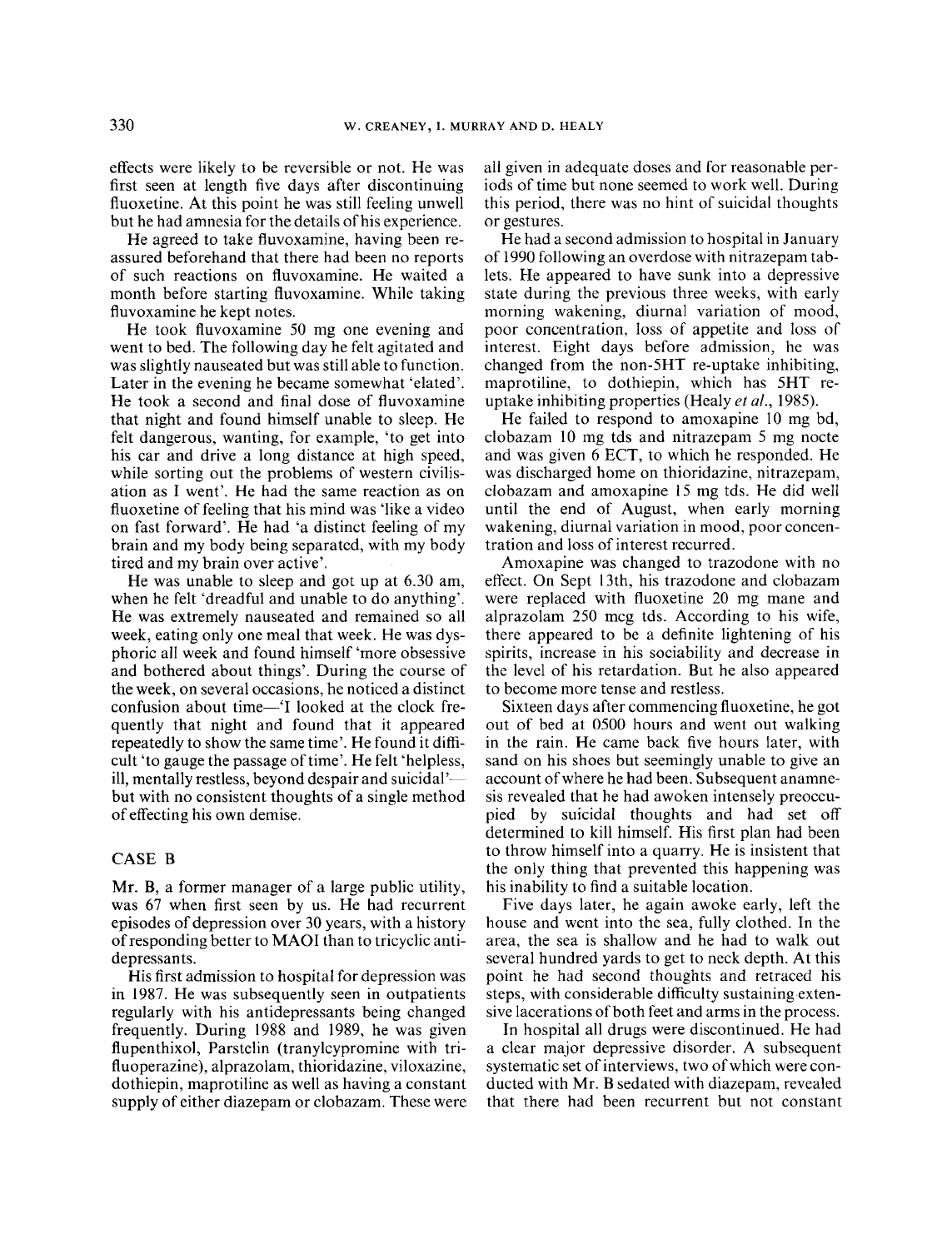effects were likely to be reversible or not. He was first seen at length five days after discontinuing fluoxetine. At this point he was still feeling unwell but he had amnesia for the details of his experience.

He agreed to take fluvoxamine, having been reassured beforehand that there had been no reports of such reactions on fluvoxamine. He waited a month before starting fluvoxamine. While taking fluvoxamine he kept notes.

He took fluvoxamine 50 mg one evening and went to bed. The following day he felt agitated and was slightly nauseated but was still able to function. Later in the evening he became somewhat 'elated'. He took a second and final dose of fluvoxamine that night and found himself unable to sleep. He felt dangerous, wanting, for example, 'to get into his car and drive a long distance at high speed, while sorting out the problems of western civilisation as I went'. He had the same reaction as on fluoxetine of feeling that his mind was 'like a video on fast forward'. He had 'a distinct feeling of my brain and my body being separated, with my body tired and my brain over active'.

He was unable to sleep and got up at 6.30 am, when he felt 'dreadful and unable to do anything'. He was extremely nauseated and remained so all week, eating only one meal that week. He was dysphoric all week and found himself 'more obsessive and bothered about things'. During the course of the week, on several occasions, he noticed a distinct confusion about time—'I looked at the clock frequently that night and found that it appeared repeatedly to show the same time'. He found it difficult 'to gauge the passage of time'. He felt 'helpless, ill, mentally restless, beyond despair and suicidal'—but with no consistent thoughts of a single method of effecting his own demise.

## CASE B

Mr. B, a former manager of a large public utility, was 67 when first seen by us. He had recurrent episodes of depression over 30 years, with a history of responding better to MAOI than to tricyclic antidepressants.

His first admission to hospital for depression was in 1987. He was subsequently seen in outpatients regularly with his antidepressants being changed frequently. During 1988 and 1989, he was given flupenthixol, Parstelin (tranylcypromine with trifluoperazine), alprazolam, thioridazine, viloxazine, dothiepin, maprotiline as well as having a constant supply of either diazepam or clobazam. These were all given in adequate doses and for reasonable periods of time but none seemed to work well. During this period, there was no hint of suicidal thoughts or gestures.

He had a second admission to hospital in January of 1990 following an overdose with nitrazepam tablets. He appeared to have sunk into a depressive state during the previous three weeks, with early morning wakening, diurnal variation of mood, poor concentration, loss of appetite and loss of interest. Eight days before admission, he was changed from the non-5HT re-uptake inhibiting, maprotiline, to dothiepin, which has 5HT re-uptake inhibiting properties (Healy *et al.*, 1985).

He failed to respond to amoxapine 10 mg bd, clobazam 10 mg tds and nitrazepam 5 mg nocte and was given 6 ECT, to which he responded. He was discharged home on thioridazine, nitrazepam, clobazam and amoxapine 15 mg tds. He did well until the end of August, when early morning wakening, diurnal variation in mood, poor concentration and loss of interest recurred.

Amoxapine was changed to trazodone with no effect. On Sept 13th, his trazodone and clobazam were replaced with fluoxetine 20 mg mane and alprazolam 250 mcg tds. According to his wife, there appeared to be a definite lightening of his spirits, increase in his sociability and decrease in the level of his retardation. But he also appeared to become more tense and restless.

Sixteen days after commencing fluoxetine, he got out of bed at 0500 hours and went out walking in the rain. He came back five hours later, with sand on his shoes but seemingly unable to give an account of where he had been. Subsequent anamnesis revealed that he had awoken intensely preoccupied by suicidal thoughts and had set off determined to kill himself. His first plan had been to throw himself into a quarry. He is insistent that the only thing that prevented this happening was his inability to find a suitable location.

Five days later, he again awoke early, left the house and went into the sea, fully clothed. In the area, the sea is shallow and he had to walk out several hundred yards to get to neck depth. At this point he had second thoughts and retraced his steps, with considerable difficulty sustaining extensive lacerations of both feet and arms in the process.

In hospital all drugs were discontinued. He had a clear major depressive disorder. A subsequent systematic set of interviews, two of which were conducted with Mr. B sedated with diazepam, revealed that there had been recurrent but not constant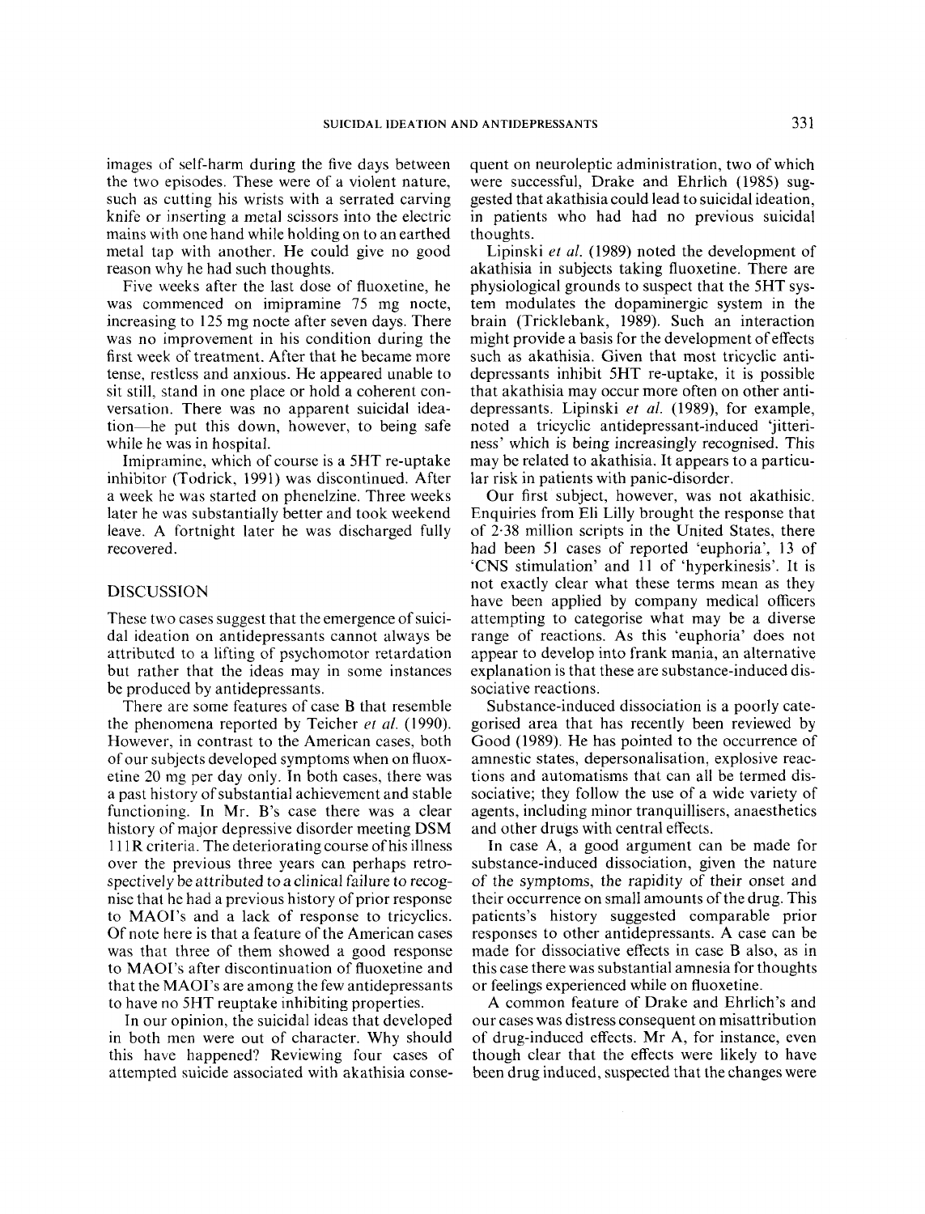images of self-harm during the five days between the two episodes. These were of a violent nature, such as cutting his wrists with a serrated carving knife or inserting a metal scissors into the electric mains with one hand while holding on to an earthed metal tap with another. He could give no good reason why he had such thoughts.

Five weeks after the last dose of fluoxetine, he was commenced on imipramine 75 mg nocte, increasing to 125 mg nocte after seven days. There was no improvement in his condition during the first week of treatment. After that he became more tense, restless and anxious. He appeared unable to sit still, stand in one place or hold a coherent conversation. There was no apparent suicidal ideation—he put this down, however, to being safe while he was in hospital.

Imipramine, which of course is a 5HT re-uptake inhibitor (Todrick, 1991) was discontinued. After a week he was started on phenelzine. Three weeks later he was substantially better and took weekend leave. A fortnight later he was discharged fully recovered.

## DISCUSSION

These two cases suggest that the emergence of suicidal ideation on antidepressants cannot always be attributed to a lifting of psychomotor retardation but rather that the ideas may in some instances be produced by antidepressants.

There are some features of case B that resemble the phenomena reported by Teicher *et al.* (1990). However, in contrast to the American cases, both of our subjects developed symptoms when on fluoxetine 20 mg per day only. In both cases, there was a past history of substantial achievement and stable functioning. In Mr. B's case there was a clear history of major depressive disorder meeting DSM 111R criteria. The deteriorating course of his illness over the previous three years can perhaps retrospectively be attributed to a clinical failure to recognise that he had a previous history of prior response to MAOI's and a lack of response to tricyclics. Of note here is that a feature of the American cases was that three of them showed a good response to MAOI's after discontinuation of fluoxetine and that the MAOI's are among the few antidepressants to have no 5HT reuptake inhibiting properties.

In our opinion, the suicidal ideas that developed in both men were out of character. Why should this have happened? Reviewing four cases of attempted suicide associated with akathisia consequent on neuroleptic administration, two of which were successful, Drake and Ehrlich (1985) suggested that akathisia could lead to suicidal ideation, in patients who had had no previous suicidal thoughts.

Lipinski *et al.* (1989) noted the development of akathisia in subjects taking fluoxetine. There are physiological grounds to suspect that the 5HT system modulates the dopaminergic system in the brain (Tricklebank, 1989). Such an interaction might provide a basis for the development of effects such as akathisia. Given that most tricyclic antidepressants inhibit 5HT re-uptake, it is possible that akathisia may occur more often on other antidepressants. Lipinski *et al.* (1989), for example, noted a tricyclic antidepressant-induced 'jitteriness' which is being increasingly recognised. This may be related to akathisia. It appears to a particular risk in patients with panic-disorder.

Our first subject, however, was not akathisic. Enquiries from Eli Lilly brought the response that of 2·38 million scripts in the United States, there had been 51 cases of reported 'euphoria', 13 of 'CNS stimulation' and 11 of 'hyperkinesis'. It is not exactly clear what these terms mean as they have been applied by company medical officers attempting to categorise what may be a diverse range of reactions. As this 'euphoria' does not appear to develop into frank mania, an alternative explanation is that these are substance-induced dissociative reactions.

Substance-induced dissociation is a poorly categorised area that has recently been reviewed by Good (1989). He has pointed to the occurrence of amnestic states, depersonalisation, explosive reactions and automatisms that can all be termed dissociative; they follow the use of a wide variety of agents, including minor tranquillisers, anaesthetics and other drugs with central effects.

In case A, a good argument can be made for substance-induced dissociation, given the nature of the symptoms, the rapidity of their onset and their occurrence on small amounts of the drug. This patients's history suggested comparable prior responses to other antidepressants. A case can be made for dissociative effects in case B also, as in this case there was substantial amnesia for thoughts or feelings experienced while on fluoxetine.

A common feature of Drake and Ehrlich's and our cases was distress consequent on misattribution of drug-induced effects. Mr A, for instance, even though clear that the effects were likely to have been drug induced, suspected that the changes were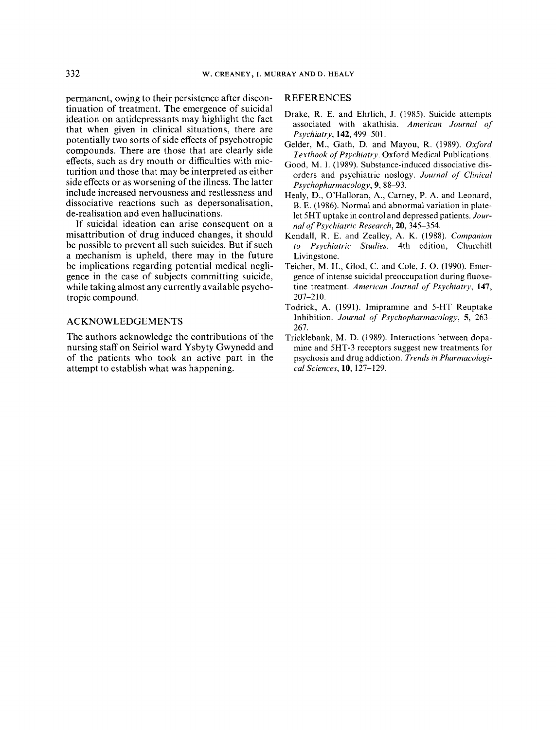permanent, owing to their persistence after discontinuation of treatment. The emergence of suicidal ideation on antidepressants may highlight the fact that when given in clinical situations, there are potentially two sorts of side effects of psychotropic compounds. There are those that are clearly side effects, such as dry mouth or difficulties with micturition and those that may be interpreted as either side effects or as worsening of the illness. The latter include increased nervousness and restlessness and dissociative reactions such as depersonalisation, de-realisation and even hallucinations.

If suicidal ideation can arise consequent on a misattribution of drug induced changes, it should be possible to prevent all such suicides. But if such a mechanism is upheld, there may in the future be implications regarding potential medical negligence in the case of subjects committing suicide, while taking almost any currently available psychotropic compound.

## ACKNOWLEDGEMENTS

The authors acknowledge the contributions of the nursing staff on Seiriol ward Ysbyty Gwynedd and of the patients who took an active part in the attempt to establish what was happening.

## REFERENCES

Drake, R. E. and Ehrlich, J. (1985). Suicide attempts associated with akathisia. *American Journal of Psychiatry*, **142**, 499–501.

Gelder, M., Gath, D. and Mayou, R. (1989). *Oxford Textbook of Psychiatry*. Oxford Medical Publications.

Good, M. I. (1989). Substance-induced dissociative disorders and psychiatric noslogy. *Journal of Clinical Psychopharmacology*, **9**, 88–93.

Healy, D., O'Halloran, A., Carney, P. A. and Leonard, B. E. (1986). Normal and abnormal variation in platelet 5HT uptake in control and depressed patients. *Journal of Psychiatric Research*, **20**, 345–354.

Kendall, R. E. and Zealley, A. K. (1988). *Companion to Psychiatric Studies*. 4th edition, Churchill Livingstone.

Teicher, M. H., Glod, C. and Cole, J. O. (1990). Emergence of intense suicidal preoccupation during fluoxetine treatment. *American Journal of Psychiatry*, **147**, 207–210.

Todrick, A. (1991). Imipramine and 5-HT Reuptake Inhibition. *Journal of Psychopharmacology*, **5**, 263–267.

Tricklebank, M. D. (1989). Interactions between dopamine and 5HT-3 receptors suggest new treatments for psychosis and drug addiction. *Trends in Pharmacological Sciences*, **10**, 127–129.